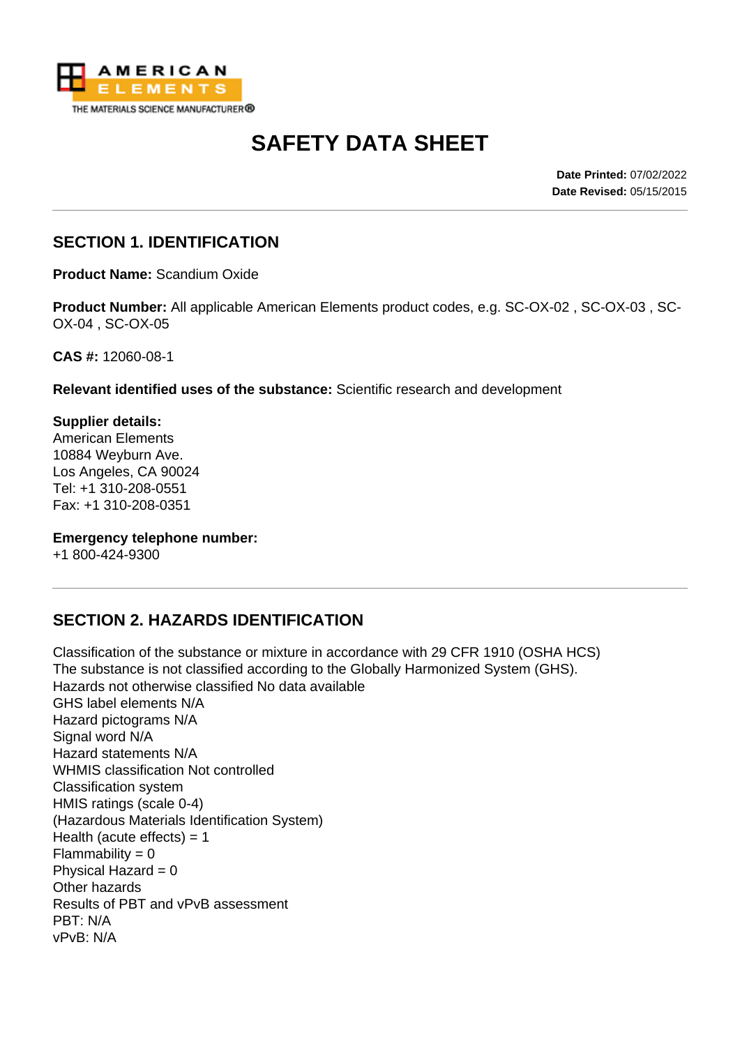AMERICAN ELEMENTS
THE MATERIALS SCIENCE MANUFACTURER®

# SAFETY DATA SHEET

**Date Printed:** 07/02/2022
**Date Revised:** 05/15/2015

## SECTION 1. IDENTIFICATION

**Product Name:** Scandium Oxide

**Product Number:** All applicable American Elements product codes, e.g. SC-OX-02 , SC-OX-03 , SC-OX-04 , SC-OX-05

**CAS #:** 12060-08-1

**Relevant identified uses of the substance:** Scientific research and development

**Supplier details:**
American Elements
10884 Weyburn Ave.
Los Angeles, CA 90024
Tel: +1 310-208-0551
Fax: +1 310-208-0351

**Emergency telephone number:**
+1 800-424-9300

## SECTION 2. HAZARDS IDENTIFICATION

Classification of the substance or mixture in accordance with 29 CFR 1910 (OSHA HCS)
The substance is not classified according to the Globally Harmonized System (GHS).
Hazards not otherwise classified No data available
GHS label elements N/A
Hazard pictograms N/A
Signal word N/A
Hazard statements N/A
WHMIS classification Not controlled
Classification system
HMIS ratings (scale 0-4)
(Hazardous Materials Identification System)
Health (acute effects) = 1
Flammability = 0
Physical Hazard = 0
Other hazards
Results of PBT and vPvB assessment
PBT: N/A
vPvB: N/A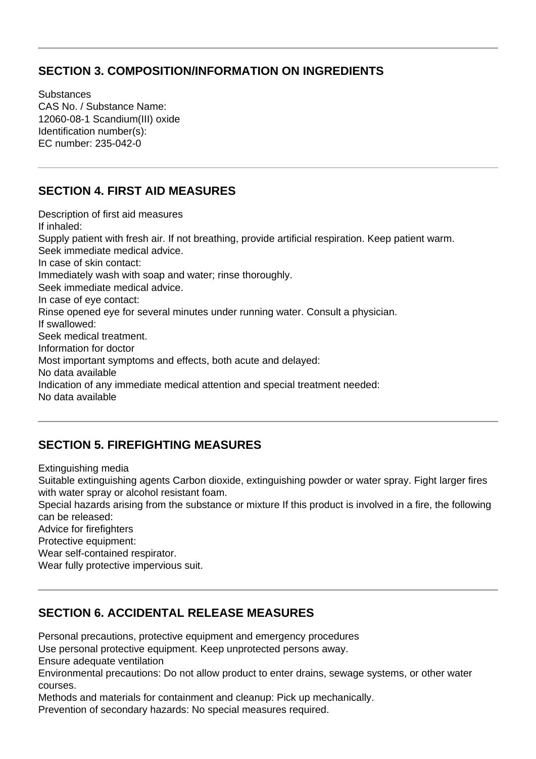## SECTION 3. COMPOSITION/INFORMATION ON INGREDIENTS

Substances
CAS No. / Substance Name:
12060-08-1 Scandium(III) oxide
Identification number(s):
EC number: 235-042-0

## SECTION 4. FIRST AID MEASURES

Description of first aid measures
If inhaled:
Supply patient with fresh air. If not breathing, provide artificial respiration. Keep patient warm.
Seek immediate medical advice.
In case of skin contact:
Immediately wash with soap and water; rinse thoroughly.
Seek immediate medical advice.
In case of eye contact:
Rinse opened eye for several minutes under running water. Consult a physician.
If swallowed:
Seek medical treatment.
Information for doctor
Most important symptoms and effects, both acute and delayed:
No data available
Indication of any immediate medical attention and special treatment needed:
No data available

## SECTION 5. FIREFIGHTING MEASURES

Extinguishing media
Suitable extinguishing agents Carbon dioxide, extinguishing powder or water spray. Fight larger fires with water spray or alcohol resistant foam.
Special hazards arising from the substance or mixture If this product is involved in a fire, the following can be released:
Advice for firefighters
Protective equipment:
Wear self-contained respirator.
Wear fully protective impervious suit.

## SECTION 6. ACCIDENTAL RELEASE MEASURES

Personal precautions, protective equipment and emergency procedures
Use personal protective equipment. Keep unprotected persons away.
Ensure adequate ventilation
Environmental precautions: Do not allow product to enter drains, sewage systems, or other water courses.
Methods and materials for containment and cleanup: Pick up mechanically.
Prevention of secondary hazards: No special measures required.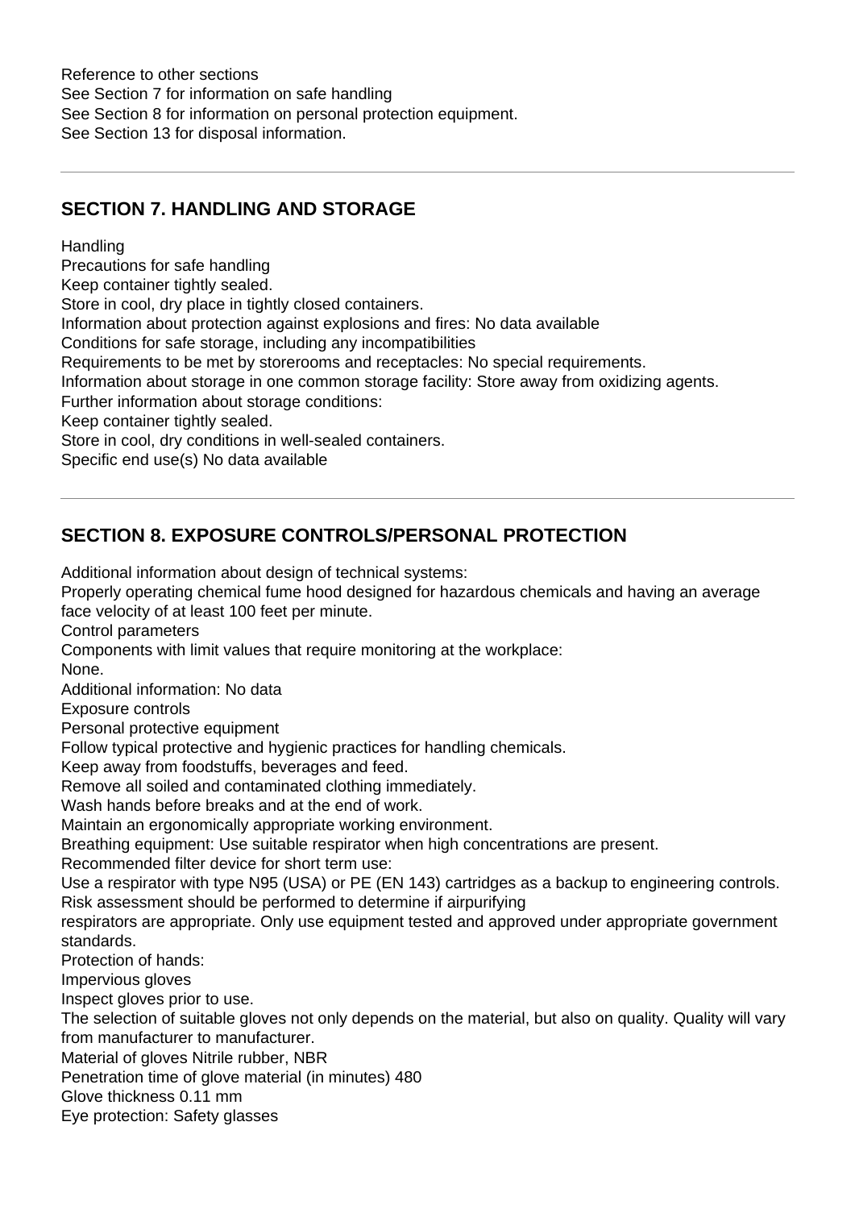Reference to other sections
See Section 7 for information on safe handling
See Section 8 for information on personal protection equipment.
See Section 13 for disposal information.

---

## SECTION 7. HANDLING AND STORAGE

Handling
Precautions for safe handling
Keep container tightly sealed.
Store in cool, dry place in tightly closed containers.
Information about protection against explosions and fires: No data available
Conditions for safe storage, including any incompatibilities
Requirements to be met by storerooms and receptacles: No special requirements.
Information about storage in one common storage facility: Store away from oxidizing agents.
Further information about storage conditions:
Keep container tightly sealed.
Store in cool, dry conditions in well-sealed containers.
Specific end use(s) No data available

---

## SECTION 8. EXPOSURE CONTROLS/PERSONAL PROTECTION

Additional information about design of technical systems:
Properly operating chemical fume hood designed for hazardous chemicals and having an average face velocity of at least 100 feet per minute.
Control parameters
Components with limit values that require monitoring at the workplace:
None.
Additional information: No data
Exposure controls
Personal protective equipment
Follow typical protective and hygienic practices for handling chemicals.
Keep away from foodstuffs, beverages and feed.
Remove all soiled and contaminated clothing immediately.
Wash hands before breaks and at the end of work.
Maintain an ergonomically appropriate working environment.
Breathing equipment: Use suitable respirator when high concentrations are present.
Recommended filter device for short term use:
Use a respirator with type N95 (USA) or PE (EN 143) cartridges as a backup to engineering controls. Risk assessment should be performed to determine if airpurifying
respirators are appropriate. Only use equipment tested and approved under appropriate government standards.
Protection of hands:
Impervious gloves
Inspect gloves prior to use.
The selection of suitable gloves not only depends on the material, but also on quality. Quality will vary from manufacturer to manufacturer.
Material of gloves Nitrile rubber, NBR
Penetration time of glove material (in minutes) 480
Glove thickness 0.11 mm
Eye protection: Safety glasses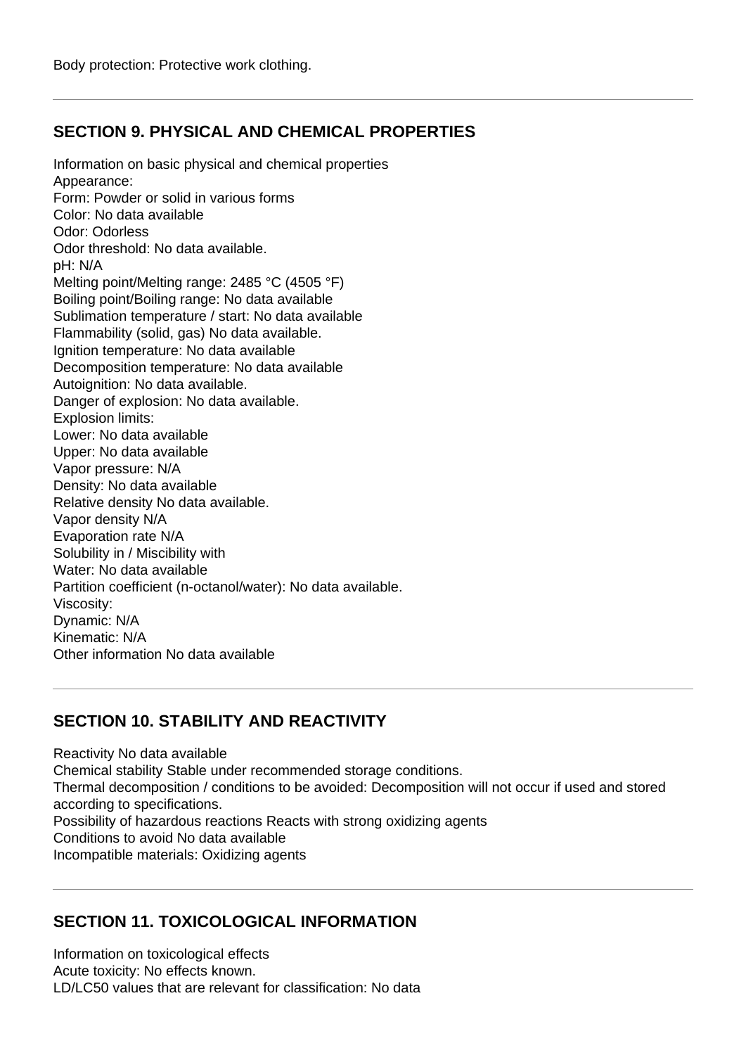Body protection: Protective work clothing.

## SECTION 9. PHYSICAL AND CHEMICAL PROPERTIES

Information on basic physical and chemical properties
Appearance:
Form: Powder or solid in various forms
Color: No data available
Odor: Odorless
Odor threshold: No data available.
pH: N/A
Melting point/Melting range: 2485 °C (4505 °F)
Boiling point/Boiling range: No data available
Sublimation temperature / start: No data available
Flammability (solid, gas) No data available.
Ignition temperature: No data available
Decomposition temperature: No data available
Autoignition: No data available.
Danger of explosion: No data available.
Explosion limits:
Lower: No data available
Upper: No data available
Vapor pressure: N/A
Density: No data available
Relative density No data available.
Vapor density N/A
Evaporation rate N/A
Solubility in / Miscibility with
Water: No data available
Partition coefficient (n-octanol/water): No data available.
Viscosity:
Dynamic: N/A
Kinematic: N/A
Other information No data available

## SECTION 10. STABILITY AND REACTIVITY

Reactivity No data available
Chemical stability Stable under recommended storage conditions.
Thermal decomposition / conditions to be avoided: Decomposition will not occur if used and stored according to specifications.
Possibility of hazardous reactions Reacts with strong oxidizing agents
Conditions to avoid No data available
Incompatible materials: Oxidizing agents

## SECTION 11. TOXICOLOGICAL INFORMATION

Information on toxicological effects
Acute toxicity: No effects known.
LD/LC50 values that are relevant for classification: No data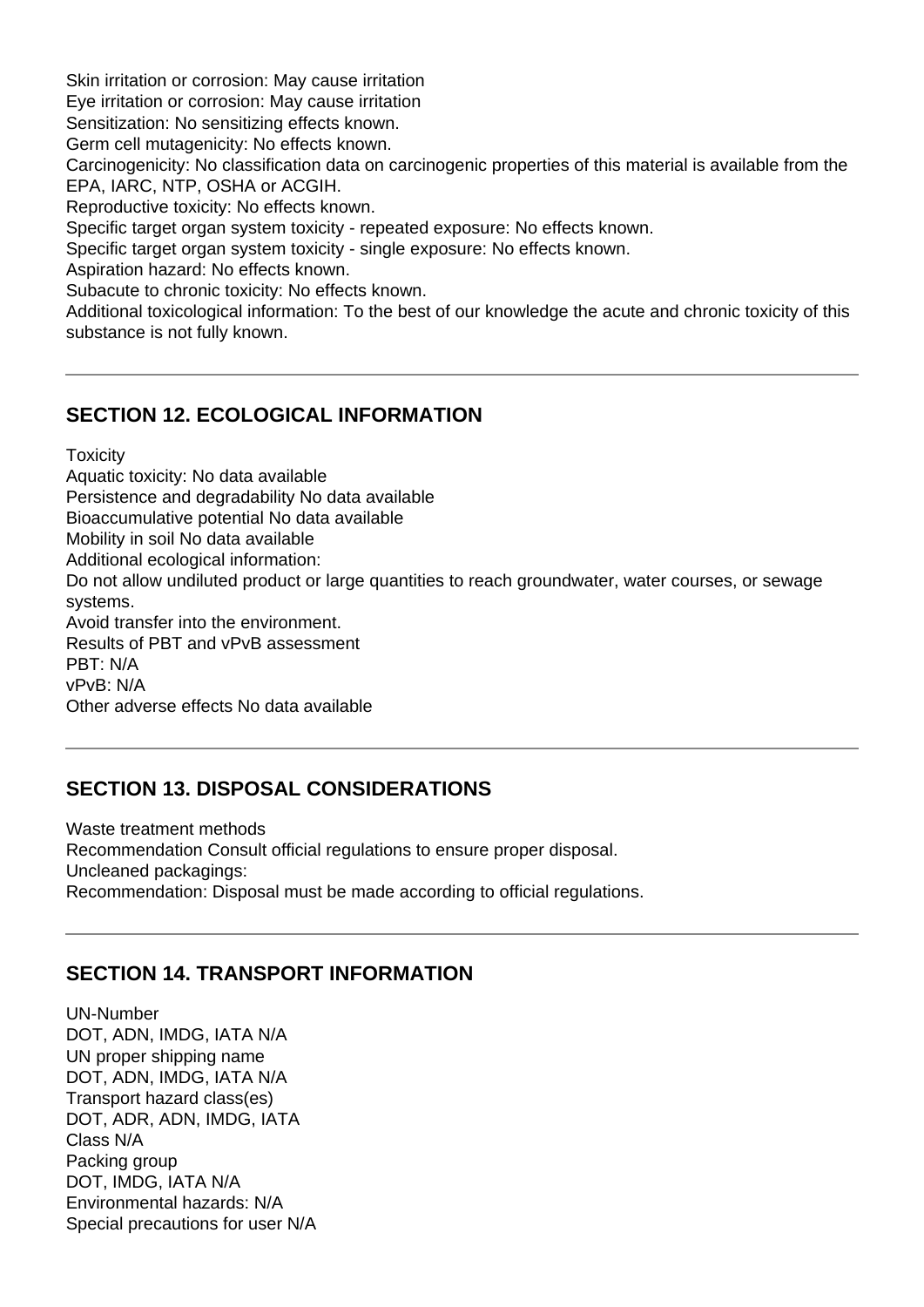Skin irritation or corrosion: May cause irritation
Eye irritation or corrosion: May cause irritation
Sensitization: No sensitizing effects known.
Germ cell mutagenicity: No effects known.
Carcinogenicity: No classification data on carcinogenic properties of this material is available from the EPA, IARC, NTP, OSHA or ACGIH.
Reproductive toxicity: No effects known.
Specific target organ system toxicity - repeated exposure: No effects known.
Specific target organ system toxicity - single exposure: No effects known.
Aspiration hazard: No effects known.
Subacute to chronic toxicity: No effects known.
Additional toxicological information: To the best of our knowledge the acute and chronic toxicity of this substance is not fully known.

---

## SECTION 12. ECOLOGICAL INFORMATION

Toxicity
Aquatic toxicity: No data available
Persistence and degradability No data available
Bioaccumulative potential No data available
Mobility in soil No data available
Additional ecological information:
Do not allow undiluted product or large quantities to reach groundwater, water courses, or sewage systems.
Avoid transfer into the environment.
Results of PBT and vPvB assessment
PBT: N/A
vPvB: N/A
Other adverse effects No data available

---

## SECTION 13. DISPOSAL CONSIDERATIONS

Waste treatment methods
Recommendation Consult official regulations to ensure proper disposal.
Uncleaned packagings:
Recommendation: Disposal must be made according to official regulations.

---

## SECTION 14. TRANSPORT INFORMATION

UN-Number
DOT, ADN, IMDG, IATA N/A
UN proper shipping name
DOT, ADN, IMDG, IATA N/A
Transport hazard class(es)
DOT, ADR, ADN, IMDG, IATA
Class N/A
Packing group
DOT, IMDG, IATA N/A
Environmental hazards: N/A
Special precautions for user N/A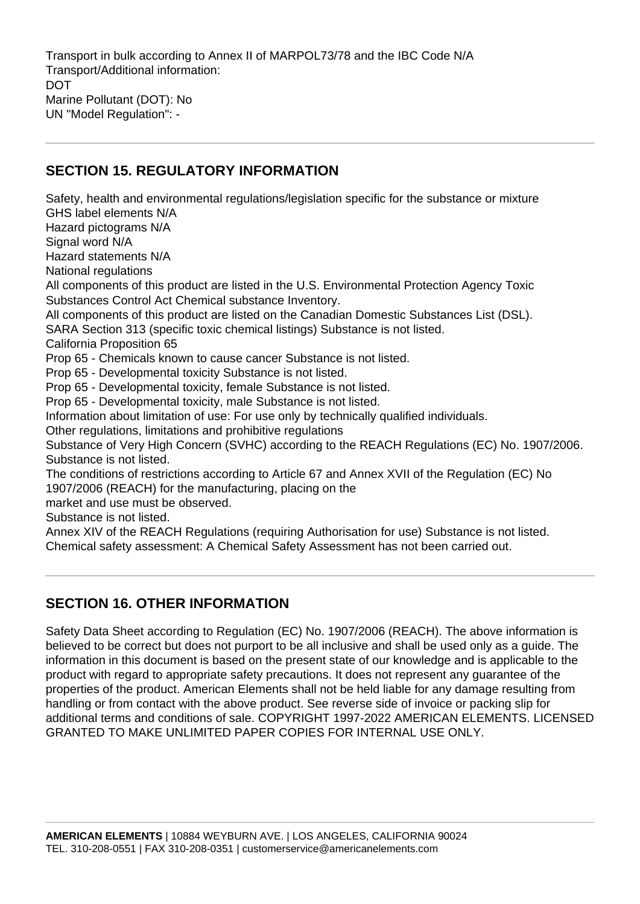Transport in bulk according to Annex II of MARPOL73/78 and the IBC Code N/A
Transport/Additional information:
DOT
Marine Pollutant (DOT): No
UN "Model Regulation": -

---

## SECTION 15. REGULATORY INFORMATION

Safety, health and environmental regulations/legislation specific for the substance or mixture
GHS label elements N/A
Hazard pictograms N/A
Signal word N/A
Hazard statements N/A
National regulations
All components of this product are listed in the U.S. Environmental Protection Agency Toxic Substances Control Act Chemical substance Inventory.
All components of this product are listed on the Canadian Domestic Substances List (DSL).
SARA Section 313 (specific toxic chemical listings) Substance is not listed.
California Proposition 65
Prop 65 - Chemicals known to cause cancer Substance is not listed.
Prop 65 - Developmental toxicity Substance is not listed.
Prop 65 - Developmental toxicity, female Substance is not listed.
Prop 65 - Developmental toxicity, male Substance is not listed.
Information about limitation of use: For use only by technically qualified individuals.
Other regulations, limitations and prohibitive regulations
Substance of Very High Concern (SVHC) according to the REACH Regulations (EC) No. 1907/2006.
Substance is not listed.
The conditions of restrictions according to Article 67 and Annex XVII of the Regulation (EC) No 1907/2006 (REACH) for the manufacturing, placing on the
market and use must be observed.
Substance is not listed.
Annex XIV of the REACH Regulations (requiring Authorisation for use) Substance is not listed.
Chemical safety assessment: A Chemical Safety Assessment has not been carried out.

---

## SECTION 16. OTHER INFORMATION

Safety Data Sheet according to Regulation (EC) No. 1907/2006 (REACH). The above information is believed to be correct but does not purport to be all inclusive and shall be used only as a guide. The information in this document is based on the present state of our knowledge and is applicable to the product with regard to appropriate safety precautions. It does not represent any guarantee of the properties of the product. American Elements shall not be held liable for any damage resulting from handling or from contact with the above product. See reverse side of invoice or packing slip for additional terms and conditions of sale. COPYRIGHT 1997-2022 AMERICAN ELEMENTS. LICENSED GRANTED TO MAKE UNLIMITED PAPER COPIES FOR INTERNAL USE ONLY.